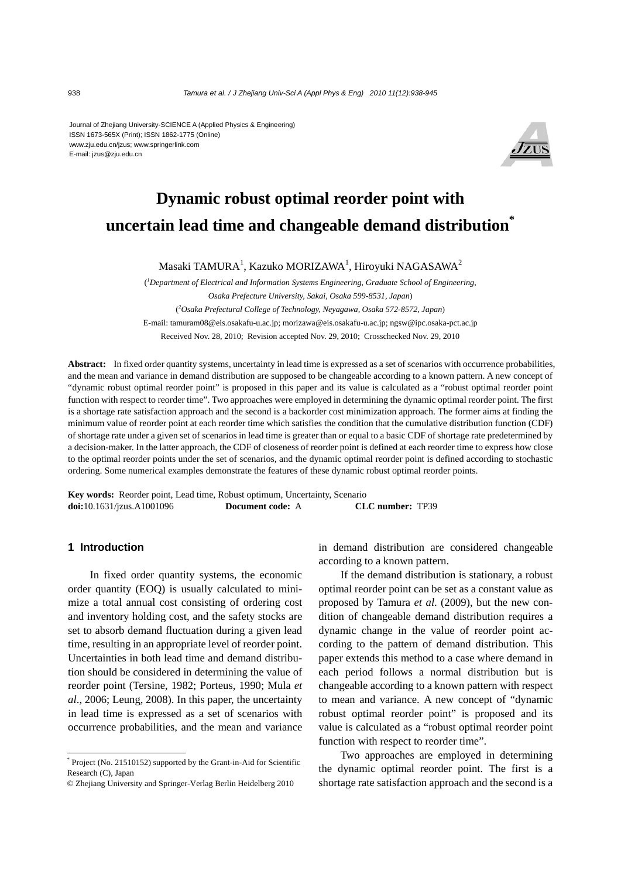Journal of Zhejiang University-SCIENCE A (Applied Physics & Engineering)
ISSN 1673-565X (Print); ISSN 1862-1775 (Online)
www.zju.edu.cn/jzus; www.springerlink.com
E-mail: jzus@zju.edu.cn

# Dynamic robust optimal reorder point with uncertain lead time and changeable demand distribution*

Masaki TAMURA[1], Kazuko MORIZAWA[1], Hiroyuki NAGASAWA[2]

([1]*Department of Electrical and Information Systems Engineering, Graduate School of Engineering, Osaka Prefecture University, Sakai, Osaka 599-8531, Japan*)

([2]*Osaka Prefectural College of Technology, Neyagawa, Osaka 572-8572, Japan*)

E-mail: tamuram08@eis.osakafu-u.ac.jp; morizawa@eis.osakafu-u.ac.jp; ngsw@ipc.osaka-pct.ac.jp

Received Nov. 28, 2010; Revision accepted Nov. 29, 2010; Crosschecked Nov. 29, 2010

**Abstract:** In fixed order quantity systems, uncertainty in lead time is expressed as a set of scenarios with occurrence probabilities, and the mean and variance in demand distribution are supposed to be changeable according to a known pattern. A new concept of "dynamic robust optimal reorder point" is proposed in this paper and its value is calculated as a "robust optimal reorder point function with respect to reorder time". Two approaches were employed in determining the dynamic optimal reorder point. The first is a shortage rate satisfaction approach and the second is a backorder cost minimization approach. The former aims at finding the minimum value of reorder point at each reorder time which satisfies the condition that the cumulative distribution function (CDF) of shortage rate under a given set of scenarios in lead time is greater than or equal to a basic CDF of shortage rate predetermined by a decision-maker. In the latter approach, the CDF of closeness of reorder point is defined at each reorder time to express how close to the optimal reorder points under the set of scenarios, and the dynamic optimal reorder point is defined according to stochastic ordering. Some numerical examples demonstrate the features of these dynamic robust optimal reorder points.

**Key words:** Reorder point, Lead time, Robust optimum, Uncertainty, Scenario
**doi:**10.1631/jzus.A1001096 **Document code:** A **CLC number:** TP39

## 1 Introduction

In fixed order quantity systems, the economic order quantity (EOQ) is usually calculated to minimize a total annual cost consisting of ordering cost and inventory holding cost, and the safety stocks are set to absorb demand fluctuation during a given lead time, resulting in an appropriate level of reorder point. Uncertainties in both lead time and demand distribution should be considered in determining the value of reorder point (Tersine, 1982; Porteus, 1990; Mula *et al*., 2006; Leung, 2008). In this paper, the uncertainty in lead time is expressed as a set of scenarios with occurrence probabilities, and the mean and variance in demand distribution are considered changeable according to a known pattern.

If the demand distribution is stationary, a robust optimal reorder point can be set as a constant value as proposed by Tamura *et al*. (2009), but the new condition of changeable demand distribution requires a dynamic change in the value of reorder point according to the pattern of demand distribution. This paper extends this method to a case where demand in each period follows a normal distribution but is changeable according to a known pattern with respect to mean and variance. A new concept of "dynamic robust optimal reorder point" is proposed and its value is calculated as a "robust optimal reorder point function with respect to reorder time".

Two approaches are employed in determining the dynamic optimal reorder point. The first is a shortage rate satisfaction approach and the second is a

---

* Project (No. 21510152) supported by the Grant-in-Aid for Scientific Research (C), Japan

© Zhejiang University and Springer-Verlag Berlin Heidelberg 2010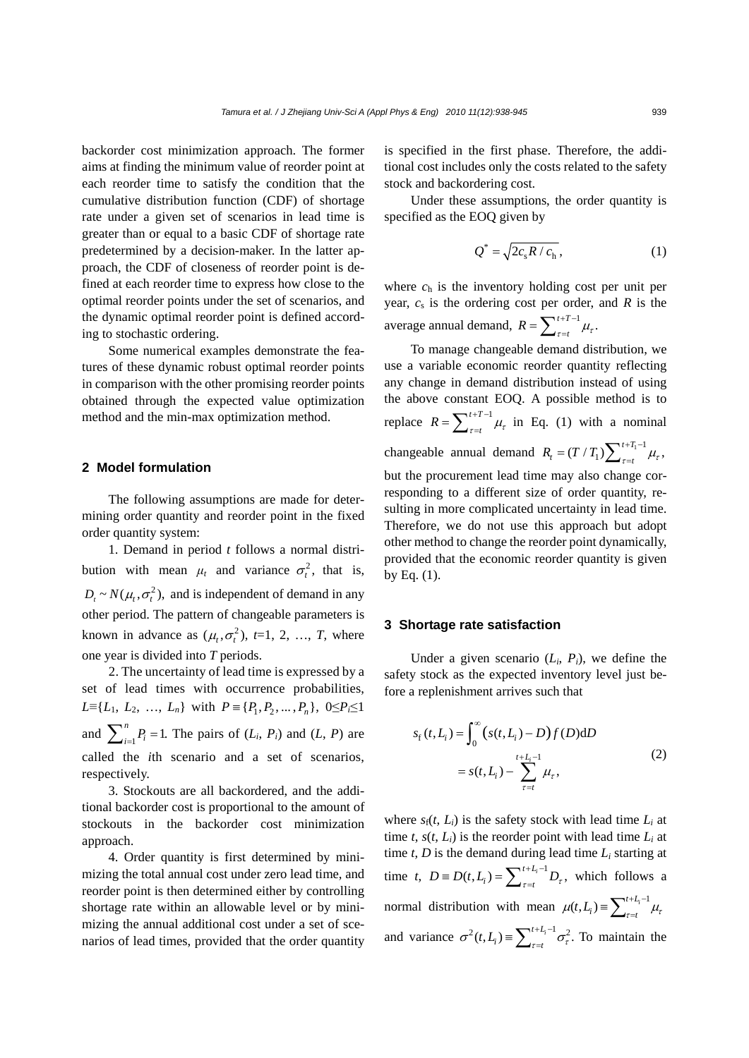backorder cost minimization approach. The former aims at finding the minimum value of reorder point at each reorder time to satisfy the condition that the cumulative distribution function (CDF) of shortage rate under a given set of scenarios in lead time is greater than or equal to a basic CDF of shortage rate predetermined by a decision-maker. In the latter approach, the CDF of closeness of reorder point is defined at each reorder time to express how close to the optimal reorder points under the set of scenarios, and the dynamic optimal reorder point is defined according to stochastic ordering.

Some numerical examples demonstrate the features of these dynamic robust optimal reorder points in comparison with the other promising reorder points obtained through the expected value optimization method and the min-max optimization method.

## 2 Model formulation

The following assumptions are made for determining order quantity and reorder point in the fixed order quantity system:

1. Demand in period $t$ follows a normal distribution with mean $\mu_t$ and variance $\sigma_t^2$, that is, $D_t \sim N(\mu_t, \sigma_t^2)$, and is independent of demand in any other period. The pattern of changeable parameters is known in advance as $(\mu_t, \sigma_t^2)$, $t$=1, 2, …, $T$, where one year is divided into $T$ periods.

2. The uncertainty of lead time is expressed by a set of lead times with occurrence probabilities, $L \equiv \{L_1, L_2, \ldots, L_n\}$ with $P \equiv \{P_1, P_2, \ldots, P_n\}$, $0 \le P_i \le 1$ and $\sum_{i=1}^{n} P_i = 1$. The pairs of $(L_i, P_i)$ and $(L, P)$ are called the $i$th scenario and a set of scenarios, respectively.

3. Stockouts are all backordered, and the additional backorder cost is proportional to the amount of stockouts in the backorder cost minimization approach.

4. Order quantity is first determined by minimizing the total annual cost under zero lead time, and reorder point is then determined either by controlling shortage rate within an allowable level or by minimizing the annual additional cost under a set of scenarios of lead times, provided that the order quantity is specified in the first phase. Therefore, the additional cost includes only the costs related to the safety stock and backordering cost.

Under these assumptions, the order quantity is specified as the EOQ given by

$$Q^* = \sqrt{2c_s R / c_h}, \tag{1}$$

where $c_h$ is the inventory holding cost per unit per year, $c_s$ is the ordering cost per order, and $R$ is the average annual demand, $R = \sum_{\tau=t}^{t+T-1} \mu_\tau$.

To manage changeable demand distribution, we use a variable economic reorder quantity reflecting any change in demand distribution instead of using the above constant EOQ. A possible method is to replace $R = \sum_{\tau=t}^{t+T-1} \mu_\tau$ in Eq. (1) with a nominal changeable annual demand $R_t = (T/T_1)\sum_{\tau=t}^{t+T_1-1} \mu_\tau$, but the procurement lead time may also change corresponding to a different size of order quantity, resulting in more complicated uncertainty in lead time. Therefore, we do not use this approach but adopt other method to change the reorder point dynamically, provided that the economic reorder quantity is given by Eq. (1).

## 3 Shortage rate satisfaction

Under a given scenario ($L_i$, $P_i$), we define the safety stock as the expected inventory level just before a replenishment arrives such that

$$\begin{aligned} s_f(t, L_i) &= \int_0^\infty \big(s(t, L_i) - D\big) f(D) \mathrm{d}D \\ &= s(t, L_i) - \sum_{\tau=t}^{t+L_i-1} \mu_\tau, \end{aligned} \tag{2}$$

where $s_f(t, L_i)$ is the safety stock with lead time $L_i$ at time $t$, $s(t, L_i)$ is the reorder point with lead time $L_i$ at time $t$, $D$ is the demand during lead time $L_i$ starting at time $t$, $D \equiv D(t, L_i) = \sum_{\tau=t}^{t+L_i-1} D_\tau$, which follows a normal distribution with mean $\mu(t, L_i) \equiv \sum_{\tau=t}^{t+L_i-1} \mu_\tau$ and variance $\sigma^2(t, L_i) \equiv \sum_{\tau=t}^{t+L_i-1} \sigma_\tau^2$. To maintain the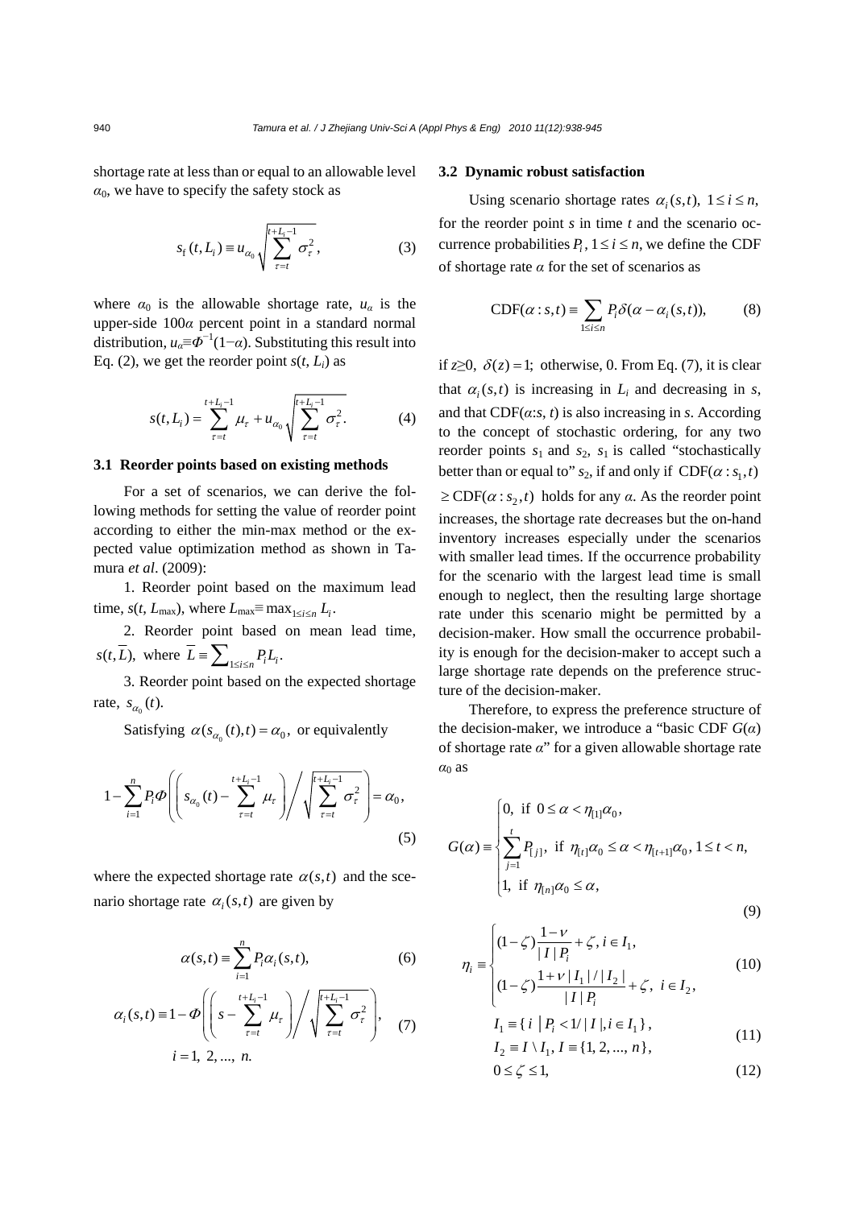shortage rate at less than or equal to an allowable level $\alpha_0$, we have to specify the safety stock as

$$s_{\mathrm{f}}(t, L_i) \equiv u_{\alpha_0} \sqrt{\sum_{\tau=t}^{t+L_i-1} \sigma_\tau^2}, \tag{3}$$

where $\alpha_0$ is the allowable shortage rate, $u_\alpha$ is the upper-side $100\alpha$ percent point in a standard normal distribution, $u_\alpha \equiv \Phi^{-1}(1-\alpha)$. Substituting this result into Eq. (2), we get the reorder point $s(t, L_i)$ as

$$s(t, L_i) = \sum_{\tau=t}^{t+L_i-1} \mu_\tau + u_{\alpha_0} \sqrt{\sum_{\tau=t}^{t+L_i-1} \sigma_\tau^2}. \tag{4}$$

### 3.1 Reorder points based on existing methods

For a set of scenarios, we can derive the following methods for setting the value of reorder point according to either the min-max method or the expected value optimization method as shown in Tamura *et al*. (2009):

1. Reorder point based on the maximum lead time, $s(t, L_{\max})$, where $L_{\max} \equiv \max_{1 \le i \le n} L_i$.

2. Reorder point based on mean lead time, $s(t, \bar{L})$, where $\bar{L} \equiv \sum_{1 \le i \le n} P_i L_i$.

3. Reorder point based on the expected shortage rate, $s_{\alpha_0}(t)$.

Satisfying $\alpha(s_{\alpha_0}(t), t) = \alpha_0$, or equivalently

$$1 - \sum_{i=1}^{n} P_i \Phi\left(\left(s_{\alpha_0}(t) - \sum_{\tau=t}^{t+L_i-1} \mu_\tau\right) \Bigg/ \sqrt{\sum_{\tau=t}^{t+L_i-1} \sigma_\tau^2}\right) = \alpha_0, \tag{5}$$

where the expected shortage rate $\alpha(s, t)$ and the scenario shortage rate $\alpha_i(s, t)$ are given by

$$\alpha(s, t) \equiv \sum_{i=1}^{n} P_i \alpha_i(s, t), \tag{6}$$

$$\alpha_i(s, t) \equiv 1 - \Phi\left(\left(s - \sum_{\tau=t}^{t+L_i-1} \mu_\tau\right) \Bigg/ \sqrt{\sum_{\tau=t}^{t+L_i-1} \sigma_\tau^2}\right), \tag{7}$$

$$i = 1, 2, \ldots, n.$$

### 3.2 Dynamic robust satisfaction

Using scenario shortage rates $\alpha_i(s, t)$, $1 \le i \le n$, for the reorder point $s$ in time $t$ and the scenario occurrence probabilities $P_i$, $1 \le i \le n$, we define the CDF of shortage rate $\alpha$ for the set of scenarios as

$$\mathrm{CDF}(\alpha : s, t) \equiv \sum_{1 \le i \le n} P_i \delta(\alpha - \alpha_i(s, t)), \tag{8}$$

if $z \ge 0$, $\delta(z) = 1$; otherwise, 0. From Eq. (7), it is clear that $\alpha_i(s, t)$ is increasing in $L_i$ and decreasing in $s$, and that $\mathrm{CDF}(\alpha{:}s, t)$ is also increasing in $s$. According to the concept of stochastic ordering, for any two reorder points $s_1$ and $s_2$, $s_1$ is called "stochastically better than or equal to" $s_2$, if and only if $\mathrm{CDF}(\alpha : s_1, t) \ge \mathrm{CDF}(\alpha : s_2, t)$ holds for any $\alpha$. As the reorder point increases, the shortage rate decreases but the on-hand inventory increases especially under the scenarios with smaller lead times. If the occurrence probability for the scenario with the largest lead time is small enough to neglect, then the resulting large shortage rate under this scenario might be permitted by a decision-maker. How small the occurrence probability is enough for the decision-maker to accept such a large shortage rate depends on the preference structure of the decision-maker.

Therefore, to express the preference structure of the decision-maker, we introduce a "basic CDF $G(\alpha)$ of shortage rate $\alpha$" for a given allowable shortage rate $\alpha_0$ as

$$G(\alpha) \equiv \begin{cases} 0, \text{ if } 0 \le \alpha < \eta_{[1]}\alpha_0, \\ \displaystyle\sum_{j=1}^{t} P_{[j]}, \text{ if } \eta_{[t]}\alpha_0 \le \alpha < \eta_{[t+1]}\alpha_0, \ 1 \le t < n, \\ 1, \text{ if } \eta_{[n]}\alpha_0 \le \alpha, \end{cases} \tag{9}$$

$$\eta_i \equiv \begin{cases} (1-\zeta)\dfrac{1-\nu}{|I|\,P_i} + \zeta, \ i \in I_1, \\ (1-\zeta)\dfrac{1+\nu\,|I_1|/|I_2|}{|I|\,P_i} + \zeta, \ i \in I_2, \end{cases} \tag{10}$$

$$I_1 \equiv \{\, i \mid P_i < 1/|I|, i \in I_1 \,\}, \quad I_2 \equiv I \setminus I_1, \ I \equiv \{1, 2, \ldots, n\}, \tag{11}$$

$$0 \le \zeta \le 1, \tag{12}$$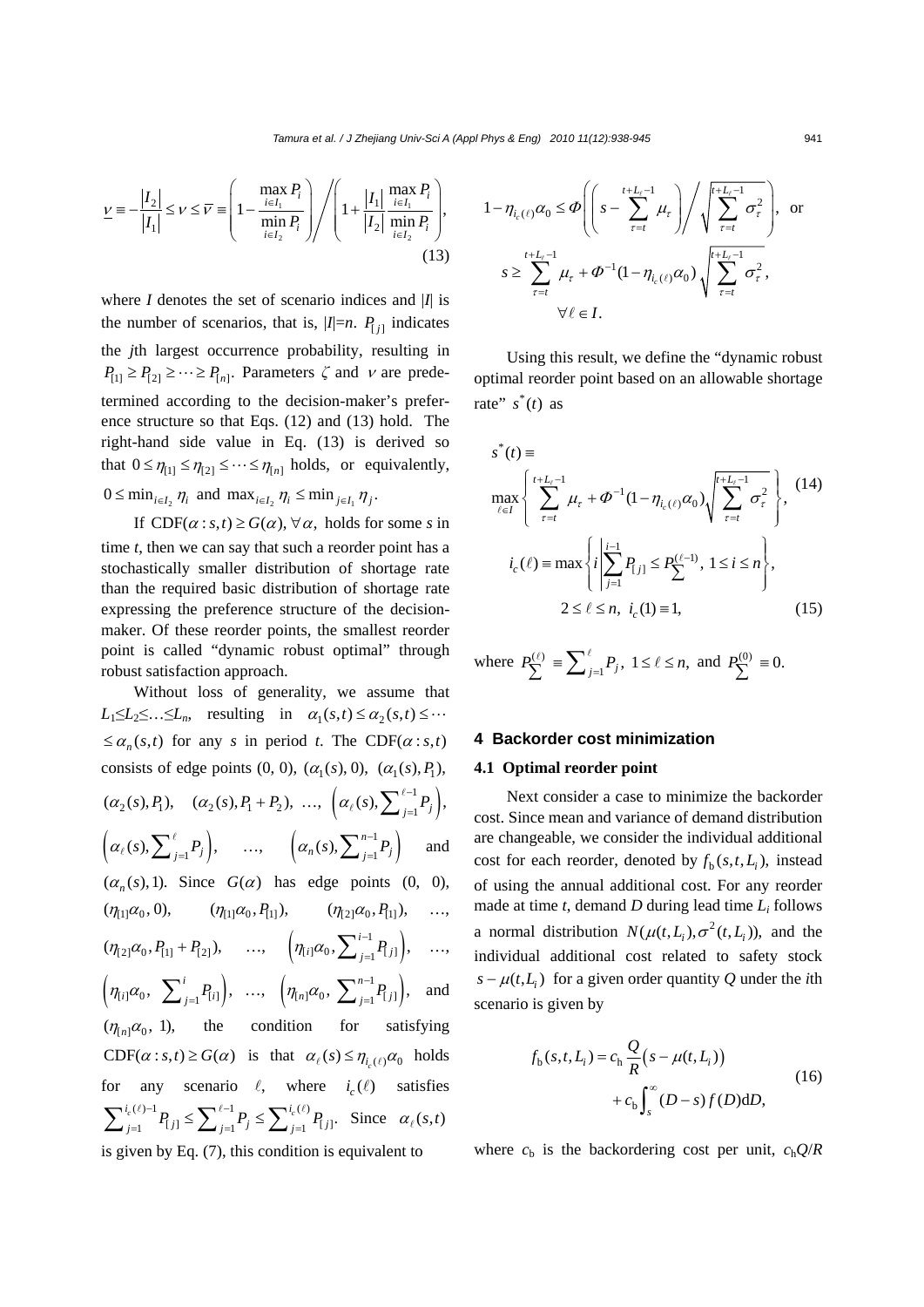$$\underline{\nu} \equiv -\frac{|I_2|}{|I_1|} \leq \nu \leq \overline{\nu} \equiv \left(1 - \frac{\max_{i \in I_1} P_i}{\min_{i \in I_2} P_i}\right) \Bigg/ \left(1 + \frac{|I_1|}{|I_2|} \frac{\max_{i \in I_1} P_i}{\min_{i \in I_2} P_i}\right), \tag{13}$$

where $I$ denotes the set of scenario indices and $|I|$ is the number of scenarios, that is, $|I|=n$. $P_{[j]}$ indicates the $j$th largest occurrence probability, resulting in $P_{[1]} \geq P_{[2]} \geq \cdots \geq P_{[n]}$. Parameters $\zeta$ and $\nu$ are predetermined according to the decision-maker's preference structure so that Eqs. (12) and (13) hold. The right-hand side value in Eq. (13) is derived so that $0 \leq \eta_{[1]} \leq \eta_{[2]} \leq \cdots \leq \eta_{[n]}$ holds, or equivalently, $0 \leq \min_{i \in I_2} \eta_i$ and $\max_{i \in I_2} \eta_i \leq \min_{j \in I_1} \eta_j$.

If $\text{CDF}(\alpha : s,t) \geq G(\alpha), \forall \alpha,$ holds for some $s$ in time $t$, then we can say that such a reorder point has a stochastically smaller distribution of shortage rate than the required basic distribution of shortage rate expressing the preference structure of the decision-maker. Of these reorder points, the smallest reorder point is called "dynamic robust optimal" through robust satisfaction approach.

Without loss of generality, we assume that $L_1 \leq L_2 \leq \ldots \leq L_n$, resulting in $\alpha_1(s,t) \leq \alpha_2(s,t) \leq \cdots \leq \alpha_n(s,t)$ for any $s$ in period $t$. The $\text{CDF}(\alpha : s,t)$ consists of edge points $(0, 0)$, $(\alpha_1(s), 0)$, $(\alpha_1(s), P_1)$, $(\alpha_2(s), P_1)$, $(\alpha_2(s), P_1 + P_2)$, …, $\left(\alpha_\ell(s), \sum_{j=1}^{\ell-1} P_j\right)$, $\left(\alpha_\ell(s), \sum_{j=1}^{\ell} P_j\right)$, …, $\left(\alpha_n(s), \sum_{j=1}^{n-1} P_j\right)$ and $(\alpha_n(s), 1)$. Since $G(\alpha)$ has edge points $(0, 0)$, $(\eta_{[1]}\alpha_0, 0)$, $(\eta_{[1]}\alpha_0, P_{[1]})$, $(\eta_{[2]}\alpha_0, P_{[1]})$, …, $(\eta_{[2]}\alpha_0, P_{[1]} + P_{[2]})$, …, $\left(\eta_{[i]}\alpha_0, \sum_{j=1}^{i-1} P_{[j]}\right)$, …, $\left(\eta_{[i]}\alpha_0, \sum_{j=1}^{i} P_{[i]}\right)$, …, $\left(\eta_{[n]}\alpha_0, \sum_{j=1}^{n-1} P_{[j]}\right)$, and $(\eta_{[n]}\alpha_0, 1)$, the condition for satisfying $\text{CDF}(\alpha : s,t) \geq G(\alpha)$ is that $\alpha_\ell(s) \leq \eta_{i_c(\ell)}\alpha_0$ holds for any scenario $\ell$, where $i_c(\ell)$ satisfies $\sum_{j=1}^{i_c(\ell)-1} P_{[j]} \leq \sum_{j=1}^{\ell-1} P_j \leq \sum_{j=1}^{i_c(\ell)} P_{[j]}$. Since $\alpha_\ell(s,t)$ is given by Eq. (7), this condition is equivalent to

$$1 - \eta_{i_c(\ell)}\alpha_0 \leq \Phi\left(\left(s - \sum_{\tau=t}^{t+L_\ell-1} \mu_\tau\right) \Bigg/ \sqrt{\sum_{\tau=t}^{t+L_\ell-1} \sigma_\tau^2}\right), \text{ or}$$

$$s \geq \sum_{\tau=t}^{t+L_\ell-1} \mu_\tau + \Phi^{-1}(1 - \eta_{i_c(\ell)}\alpha_0) \sqrt{\sum_{\tau=t}^{t+L_\ell-1} \sigma_\tau^2}, \quad \forall \ell \in I.$$

Using this result, we define the "dynamic robust optimal reorder point based on an allowable shortage rate" $s^*(t)$ as

$$s^*(t) \equiv \max_{\ell \in I} \left\{ \sum_{\tau=t}^{t+L_\ell-1} \mu_\tau + \Phi^{-1}(1 - \eta_{i_c(\ell)}\alpha_0) \sqrt{\sum_{\tau=t}^{t+L_\ell-1} \sigma_\tau^2} \right\}, \tag{14}$$

$$i_c(\ell) \equiv \max\left\{ i \,\middle|\, \sum_{j=1}^{i-1} P_{[j]} \leq P_{\sum}^{(\ell-1)},\ 1 \leq i \leq n \right\},$$
$$2 \leq \ell \leq n,\ i_c(1) \equiv 1, \tag{15}$$

where $P_{\sum}^{(\ell)} \equiv \sum_{j=1}^{\ell} P_j,\ 1 \leq \ell \leq n,$ and $P_{\sum}^{(0)} \equiv 0.$

## 4 Backorder cost minimization

### 4.1 Optimal reorder point

Next consider a case to minimize the backorder cost. Since mean and variance of demand distribution are changeable, we consider the individual additional cost for each reorder, denoted by $f_\text{b}(s,t,L_i)$, instead of using the annual additional cost. For any reorder made at time $t$, demand $D$ during lead time $L_i$ follows a normal distribution $N(\mu(t,L_i), \sigma^2(t,L_i))$, and the individual additional cost related to safety stock $s - \mu(t,L_i)$ for a given order quantity $Q$ under the $i$th scenario is given by

$$f_\text{b}(s,t,L_i) = c_\text{h}\frac{Q}{R}\left(s - \mu(t,L_i)\right) + c_\text{b}\int_s^\infty (D-s)f(D)\text{d}D, \tag{16}$$

where $c_\text{b}$ is the backordering cost per unit, $c_\text{h}Q/R$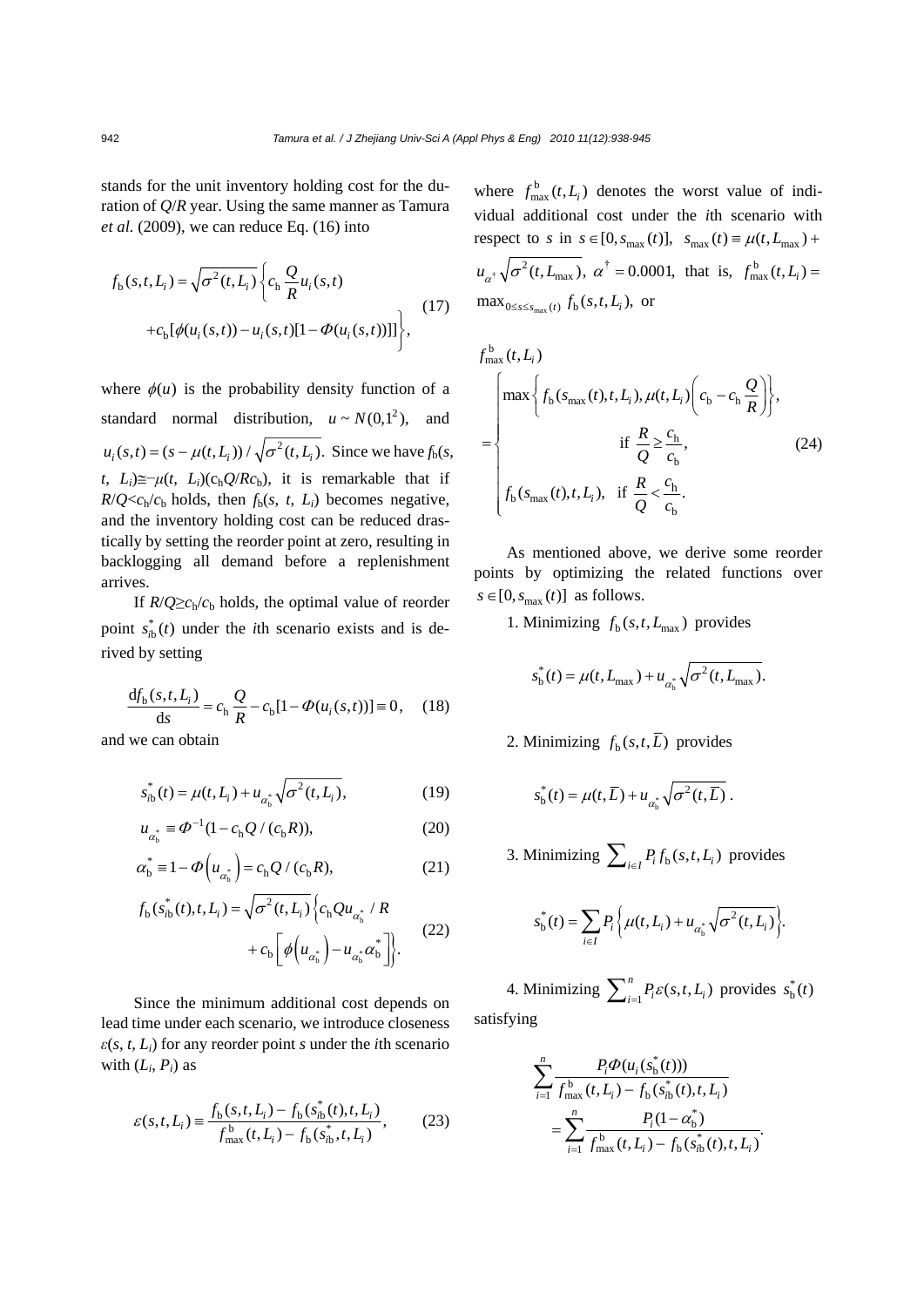stands for the unit inventory holding cost for the duration of $Q/R$ year. Using the same manner as Tamura *et al.* (2009), we can reduce Eq. (16) into

$$f_\mathrm{b}(s,t,L_i) = \sqrt{\sigma^2(t,L_i)}\left\{c_\mathrm{h}\frac{Q}{R}u_i(s,t) + c_\mathrm{b}[\phi(u_i(s,t)) - u_i(s,t)[1-\Phi(u_i(s,t))]]\right\}, \tag{17}$$

where $\phi(u)$ is the probability density function of a standard normal distribution, $u\sim N(0,1^2)$, and $u_i(s,t)=(s-\mu(t,L_i))/\sqrt{\sigma^2(t,L_i)}$. Since we have $f_\mathrm{b}(s,t,L_i)\cong-\mu(t,L_i)(c_\mathrm{h}Q/Rc_\mathrm{b})$, it is remarkable that if $R/Q<c_\mathrm{h}/c_\mathrm{b}$ holds, then $f_\mathrm{b}(s,t,L_i)$ becomes negative, and the inventory holding cost can be reduced drastically by setting the reorder point at zero, resulting in backlogging all demand before a replenishment arrives.

If $R/Q\geq c_\mathrm{h}/c_\mathrm{b}$ holds, the optimal value of reorder point $s_{i\mathrm{b}}^*(t)$ under the $i$th scenario exists and is derived by setting

$$\frac{\mathrm{d}f_\mathrm{b}(s,t,L_i)}{\mathrm{d}s} = c_\mathrm{h}\frac{Q}{R} - c_\mathrm{b}[1-\Phi(u_i(s,t))] \equiv 0, \tag{18}$$

and we can obtain

$$s_{i\mathrm{b}}^*(t) = \mu(t,L_i) + u_{\alpha_\mathrm{b}^*}\sqrt{\sigma^2(t,L_i)}, \tag{19}$$

$$u_{\alpha_\mathrm{b}^*} \equiv \Phi^{-1}(1-c_\mathrm{h}Q/(c_\mathrm{b}R)), \tag{20}$$

$$\alpha_\mathrm{b}^* \equiv 1-\Phi\left(u_{\alpha_\mathrm{b}^*}\right) = c_\mathrm{h}Q/(c_\mathrm{b}R), \tag{21}$$

$$f_\mathrm{b}(s_{i\mathrm{b}}^*(t),t,L_i) = \sqrt{\sigma^2(t,L_i)}\left\{c_\mathrm{h}Qu_{\alpha_\mathrm{b}^*}/R + c_\mathrm{b}\left[\phi\left(u_{\alpha_\mathrm{b}^*}\right) - u_{\alpha_\mathrm{b}^*}\alpha_\mathrm{b}^*\right]\right\}. \tag{22}$$

Since the minimum additional cost depends on lead time under each scenario, we introduce closeness $\varepsilon(s,t,L_i)$ for any reorder point $s$ under the $i$th scenario with $(L_i, P_i)$ as

$$\varepsilon(s,t,L_i) \equiv \frac{f_\mathrm{b}(s,t,L_i) - f_\mathrm{b}(s_{i\mathrm{b}}^*(t),t,L_i)}{f_{\max}^\mathrm{b}(t,L_i) - f_\mathrm{b}(s_{i\mathrm{b}}^*,t,L_i)}, \tag{23}$$

where $f_{\max}^\mathrm{b}(t,L_i)$ denotes the worst value of individual additional cost under the $i$th scenario with respect to $s$ in $s\in[0,s_{\max}(t)]$, $s_{\max}(t)\equiv\mu(t,L_{\max}) + u_{\alpha^\dagger}\sqrt{\sigma^2(t,L_{\max})}$, $\alpha^\dagger=0.0001$, that is, $f_{\max}^\mathrm{b}(t,L_i) = \max_{0\leq s\leq s_{\max}(t)} f_\mathrm{b}(s,t,L_i)$, or

$$f_{\max}^\mathrm{b}(t,L_i) = \begin{cases} \max\left\{f_\mathrm{b}(s_{\max}(t),t,L_i), \mu(t,L_i)\left(c_\mathrm{b} - c_\mathrm{h}\dfrac{Q}{R}\right)\right\}, & \text{if } \dfrac{R}{Q}\geq\dfrac{c_\mathrm{h}}{c_\mathrm{b}}, \\ f_\mathrm{b}(s_{\max}(t),t,L_i), & \text{if } \dfrac{R}{Q}<\dfrac{c_\mathrm{h}}{c_\mathrm{b}}. \end{cases} \tag{24}$$

As mentioned above, we derive some reorder points by optimizing the related functions over $s\in[0,s_{\max}(t)]$ as follows.

1. Minimizing $f_\mathrm{b}(s,t,L_{\max})$ provides

$$s_\mathrm{b}^*(t) = \mu(t,L_{\max}) + u_{\alpha_\mathrm{b}^*}\sqrt{\sigma^2(t,L_{\max})}.$$

2. Minimizing $f_\mathrm{b}(s,t,\overline{L})$ provides

$$s_\mathrm{b}^*(t) = \mu(t,\overline{L}) + u_{\alpha_\mathrm{b}^*}\sqrt{\sigma^2(t,\overline{L})}.$$

3. Minimizing $\sum_{i\in I}P_i f_\mathrm{b}(s,t,L_i)$ provides

$$s_\mathrm{b}^*(t) = \sum_{i\in I}P_i\left\{\mu(t,L_i) + u_{\alpha_\mathrm{b}^*}\sqrt{\sigma^2(t,L_i)}\right\}.$$

4. Minimizing $\sum_{i=1}^n P_i\varepsilon(s,t,L_i)$ provides $s_\mathrm{b}^*(t)$ satisfying

$$\sum_{i=1}^n \frac{P_i\Phi(u_i(s_\mathrm{b}^*(t)))}{f_{\max}^\mathrm{b}(t,L_i) - f_\mathrm{b}(s_{i\mathrm{b}}^*(t),t,L_i)} = \sum_{i=1}^n \frac{P_i(1-\alpha_\mathrm{b}^*)}{f_{\max}^\mathrm{b}(t,L_i) - f_\mathrm{b}(s_{i\mathrm{b}}^*(t),t,L_i)}.$$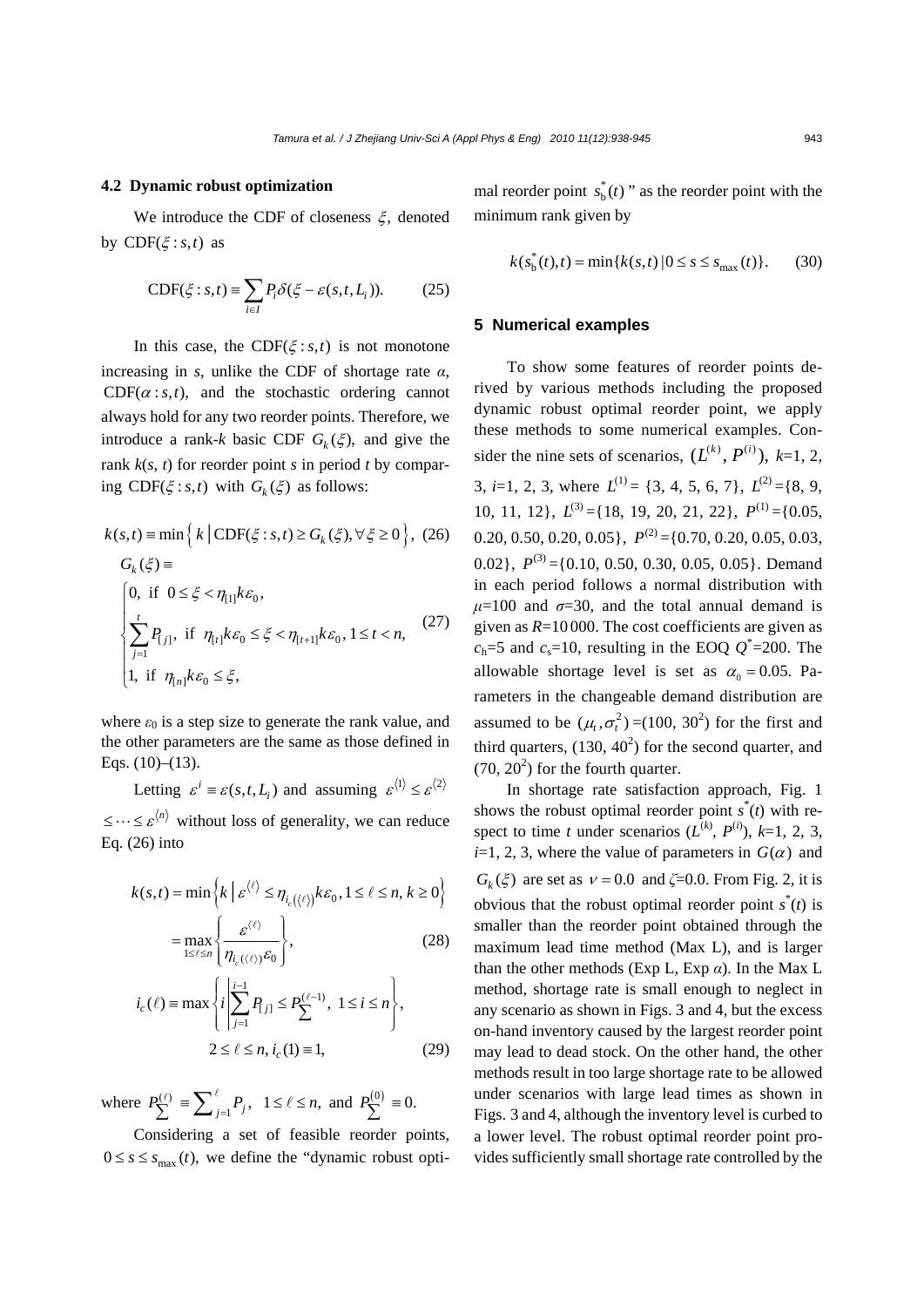### 4.2 Dynamic robust optimization

We introduce the CDF of closeness $\xi$, denoted by $\text{CDF}(\xi : s, t)$ as

$$\text{CDF}(\xi : s, t) \equiv \sum_{i \in I} P_i \delta(\xi - \varepsilon(s, t, L_i)). \tag{25}$$

In this case, the $\text{CDF}(\xi : s, t)$ is not monotone increasing in $s$, unlike the CDF of shortage rate $\alpha$, $\text{CDF}(\alpha : s, t)$, and the stochastic ordering cannot always hold for any two reorder points. Therefore, we introduce a rank-$k$ basic CDF $G_k(\xi)$, and give the rank $k(s, t)$ for reorder point $s$ in period $t$ by comparing $\text{CDF}(\xi : s, t)$ with $G_k(\xi)$ as follows:

$$k(s,t) \equiv \min\left\{ k \,\middle|\, \text{CDF}(\xi : s, t) \geq G_k(\xi), \forall \xi \geq 0 \right\}, \tag{26}$$

$$G_k(\xi) \equiv \begin{cases} 0, \text{ if } 0 \leq \xi < \eta_{[1]} k \varepsilon_0, \\ \sum_{j=1}^{t} P_{[j]}, \text{ if } \eta_{[t]} k \varepsilon_0 \leq \xi < \eta_{[t+1]} k \varepsilon_0, 1 \leq t < n, \\ 1, \text{ if } \eta_{[n]} k \varepsilon_0 \leq \xi, \end{cases} \tag{27}$$

where $\varepsilon_0$ is a step size to generate the rank value, and the other parameters are the same as those defined in Eqs. (10)–(13).

Letting $\varepsilon^i \equiv \varepsilon(s, t, L_i)$ and assuming $\varepsilon^{\langle 1 \rangle} \leq \varepsilon^{\langle 2 \rangle} \leq \cdots \leq \varepsilon^{\langle n \rangle}$ without loss of generality, we can reduce Eq. (26) into

$$k(s,t) = \min\left\{ k \,\middle|\, \varepsilon^{\langle \ell \rangle} \leq \eta_{i_c(\langle \ell \rangle)} k \varepsilon_0, 1 \leq \ell \leq n, k \geq 0 \right\}$$
$$= \max_{1 \leq \ell \leq n} \left\{ \frac{\varepsilon^{\langle \ell \rangle}}{\eta_{i_c(\langle \ell \rangle)} \varepsilon_0} \right\}, \tag{28}$$

$$i_c(\ell) \equiv \max\left\{ i \,\middle|\, \sum_{j=1}^{i-1} P_{[j]} \leq P_{\sum}^{(\ell-1)}, \ 1 \leq i \leq n \right\},$$
$$2 \leq \ell \leq n, i_c(1) \equiv 1, \tag{29}$$

where $P_{\sum}^{(\ell)} \equiv \sum_{j=1}^{\ell} P_j, \ 1 \leq \ell \leq n,$ and $P_{\sum}^{(0)} \equiv 0.$

Considering a set of feasible reorder points, $0 \leq s \leq s_{\max}(t)$, we define the "dynamic robust optimal reorder point $s_{\text{b}}^*(t)$" as the reorder point with the minimum rank given by

$$k(s_{\text{b}}^*(t), t) = \min\{k(s,t) \,|\, 0 \leq s \leq s_{\max}(t)\}. \tag{30}$$

## 5 Numerical examples

To show some features of reorder points derived by various methods including the proposed dynamic robust optimal reorder point, we apply these methods to some numerical examples. Consider the nine sets of scenarios, $(L^{(k)}, P^{(i)})$, $k$=1, 2, 3, $i$=1, 2, 3, where $L^{(1)}$= {3, 4, 5, 6, 7}, $L^{(2)}$={8, 9, 10, 11, 12}, $L^{(3)}$={18, 19, 20, 21, 22}, $P^{(1)}$={0.05, 0.20, 0.50, 0.20, 0.05}, $P^{(2)}$={0.70, 0.20, 0.05, 0.03, 0.02}, $P^{(3)}$={0.10, 0.50, 0.30, 0.05, 0.05}. Demand in each period follows a normal distribution with $\mu$=100 and $\sigma$=30, and the total annual demand is given as $R$=10000. The cost coefficients are given as $c_{\text{h}}$=5 and $c_{\text{s}}$=10, resulting in the EOQ $Q^*$=200. The allowable shortage level is set as $\alpha_0 = 0.05$. Parameters in the changeable demand distribution are assumed to be $(\mu_t, \sigma_t^2)$=(100, $30^2$) for the first and third quarters, (130, $40^2$) for the second quarter, and (70, $20^2$) for the fourth quarter.

In shortage rate satisfaction approach, Fig. 1 shows the robust optimal reorder point $s^*(t)$ with respect to time $t$ under scenarios $(L^{(k)}, P^{(i)})$, $k$=1, 2, 3, $i$=1, 2, 3, where the value of parameters in $G(\alpha)$ and $G_k(\xi)$ are set as $\nu = 0.0$ and $\zeta$=0.0. From Fig. 2, it is obvious that the robust optimal reorder point $s^*(t)$ is smaller than the reorder point obtained through the maximum lead time method (Max L), and is larger than the other methods (Exp L, Exp $\alpha$). In the Max L method, shortage rate is small enough to neglect in any scenario as shown in Figs. 3 and 4, but the excess on-hand inventory caused by the largest reorder point may lead to dead stock. On the other hand, the other methods result in too large shortage rate to be allowed under scenarios with large lead times as shown in Figs. 3 and 4, although the inventory level is curbed to a lower level. The robust optimal reorder point provides sufficiently small shortage rate controlled by the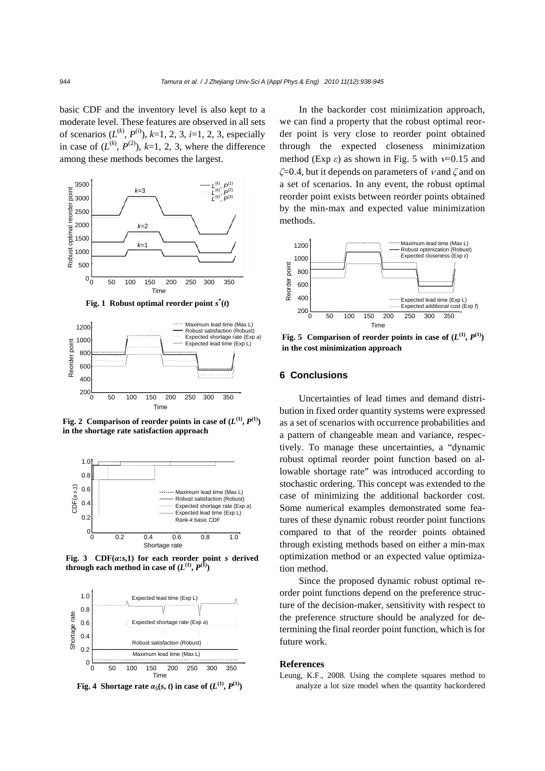basic CDF and the inventory level is also kept to a moderate level. These features are observed in all sets of scenarios ($L^{(k)}$, $P^{(i)}$), $k$=1, 2, 3, $i$=1, 2, 3, especially in case of ($L^{(k)}$, $P^{(2)}$), $k$=1, 2, 3, where the difference among these methods becomes the largest.

**Fig. 1 Robust optimal reorder point $s^*(t)$**

**Fig. 2 Comparison of reorder points in case of ($L^{(1)}$, $P^{(1)}$) in the shortage rate satisfaction approach**

**Fig. 3 CDF($\alpha$:$s$,1) for each reorder point $s$ derived through each method in case of ($L^{(1)}$, $P^{(1)}$)**

**Fig. 4 Shortage rate $\alpha_5(s, t)$ in case of ($L^{(1)}$, $P^{(1)}$)**

In the backorder cost minimization approach, we can find a property that the robust optimal reorder point is very close to reorder point obtained through the expected closeness minimization method (Exp $\varepsilon$) as shown in Fig. 5 with $\nu$=0.15 and $\zeta$=0.4, but it depends on parameters of $\nu$ and $\zeta$ and on a set of scenarios. In any event, the robust optimal reorder point exists between reorder points obtained by the min-max and expected value minimization methods.

**Fig. 5 Comparison of reorder points in case of ($L^{(1)}$, $P^{(1)}$) in the cost minimization approach**

## 6 Conclusions

Uncertainties of lead times and demand distribution in fixed order quantity systems were expressed as a set of scenarios with occurrence probabilities and a pattern of changeable mean and variance, respectively. To manage these uncertainties, a "dynamic robust optimal reorder point function based on allowable shortage rate" was introduced according to stochastic ordering. This concept was extended to the case of minimizing the additional backorder cost. Some numerical examples demonstrated some features of these dynamic robust reorder point functions compared to that of the reorder points obtained through existing methods based on either a min-max optimization method or an expected value optimization method.

Since the proposed dynamic robust optimal reorder point functions depend on the preference structure of the decision-maker, sensitivity with respect to the preference structure should be analyzed for determining the final reorder point function, which is for future work.

### References

Leung, K.F., 2008. Using the complete squares method to analyze a lot size model when the quantity backordered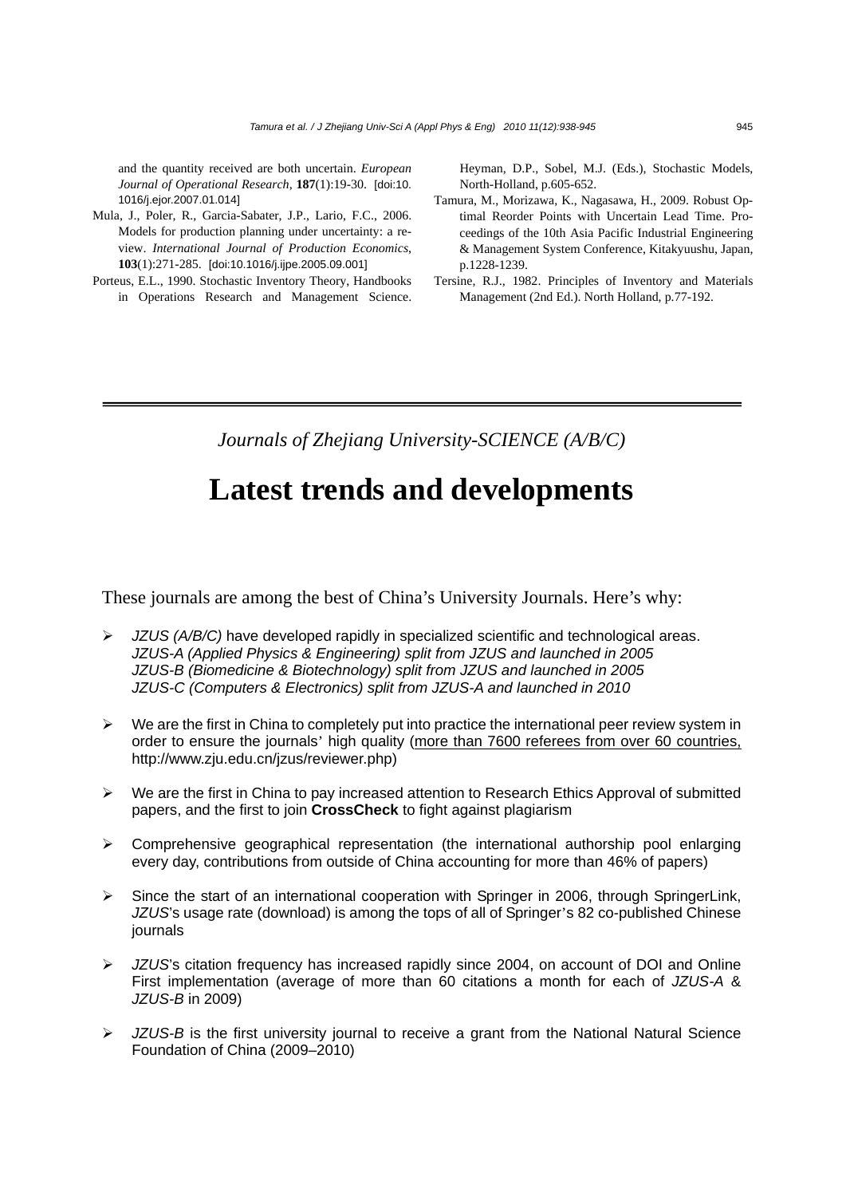and the quantity received are both uncertain. *European Journal of Operational Research*, **187**(1):19-30. [doi:10.1016/j.ejor.2007.01.014]

Mula, J., Poler, R., Garcia-Sabater, J.P., Lario, F.C., 2006. Models for production planning under uncertainty: a review. *International Journal of Production Economics*, **103**(1):271-285. [doi:10.1016/j.ijpe.2005.09.001]

Porteus, E.L., 1990. Stochastic Inventory Theory, Handbooks in Operations Research and Management Science. Heyman, D.P., Sobel, M.J. (Eds.), Stochastic Models, North-Holland, p.605-652.

Tamura, M., Morizawa, K., Nagasawa, H., 2009. Robust Optimal Reorder Points with Uncertain Lead Time. Proceedings of the 10th Asia Pacific Industrial Engineering & Management System Conference, Kitakyuushu, Japan, p.1228-1239.

Tersine, R.J., 1982. Principles of Inventory and Materials Management (2nd Ed.). North Holland, p.77-192.

---

*Journals of Zhejiang University-SCIENCE (A/B/C)*

# Latest trends and developments

These journals are among the best of China's University Journals. Here's why:

- *JZUS (A/B/C)* have developed rapidly in specialized scientific and technological areas.
  *JZUS-A (Applied Physics & Engineering) split from JZUS and launched in 2005*
  *JZUS-B (Biomedicine & Biotechnology) split from JZUS and launched in 2005*
  *JZUS-C (Computers & Electronics) split from JZUS-A and launched in 2010*

- We are the first in China to completely put into practice the international peer review system in order to ensure the journals' high quality (more than 7600 referees from over 60 countries, http://www.zju.edu.cn/jzus/reviewer.php)

- We are the first in China to pay increased attention to Research Ethics Approval of submitted papers, and the first to join **CrossCheck** to fight against plagiarism

- Comprehensive geographical representation (the international authorship pool enlarging every day, contributions from outside of China accounting for more than 46% of papers)

- Since the start of an international cooperation with Springer in 2006, through SpringerLink, *JZUS*'s usage rate (download) is among the tops of all of Springer's 82 co-published Chinese journals

- *JZUS*'s citation frequency has increased rapidly since 2004, on account of DOI and Online First implementation (average of more than 60 citations a month for each of *JZUS-A* & *JZUS-B* in 2009)

- *JZUS-B* is the first university journal to receive a grant from the National Natural Science Foundation of China (2009–2010)